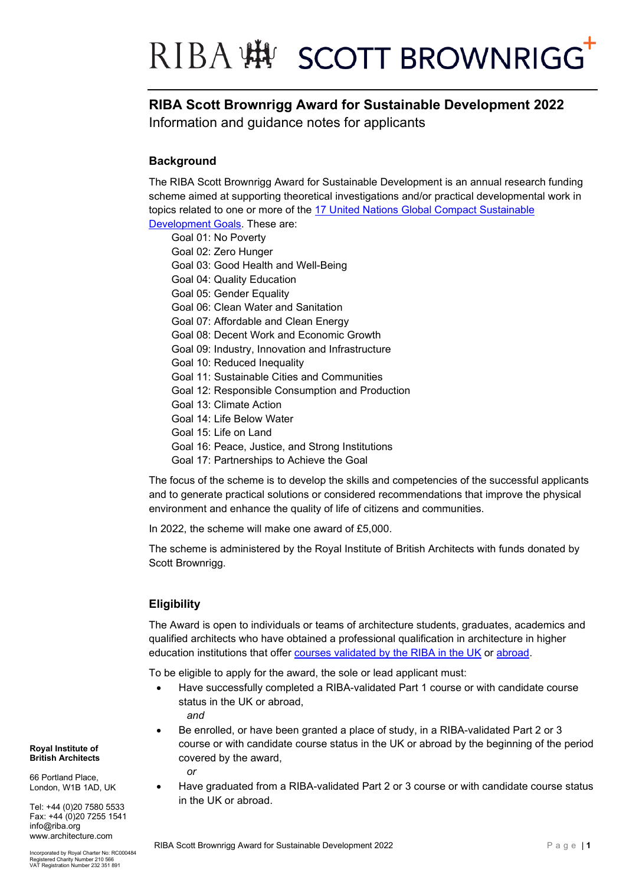# RIBA Scott Brownrigg Award for Sustainable Development 2022

Information and guidance notes for applicants

## Background

The RIBA Scott Brownrigg Award for Sustainable Development is an annual research funding scheme aimed at supporting theoretical investigations and/or practical developmental work in topics related to one or more of the 17 United Nations Global Compact Sustainable Development Goals. These are:

- Goal 01: No Poverty
- Goal 02: Zero Hunger
- Goal 03: Good Health and Well-Being
- Goal 04: Quality Education
- Goal 05: Gender Equality
- Goal 06: Clean Water and Sanitation
- Goal 07: Affordable and Clean Energy
- Goal 08: Decent Work and Economic Growth
- Goal 09: Industry, Innovation and Infrastructure
- Goal 10: Reduced Inequality
- Goal 11: Sustainable Cities and Communities
- Goal 12: Responsible Consumption and Production
- Goal 13: Climate Action
- Goal 14: Life Below Water
- Goal 15: Life on Land
- Goal 16: Peace, Justice, and Strong Institutions
- Goal 17: Partnerships to Achieve the Goal

The focus of the scheme is to develop the skills and competencies of the successful applicants and to generate practical solutions or considered recommendations that improve the physical environment and enhance the quality of life of citizens and communities.

In 2022, the scheme will make one award of £5,000.

The scheme is administered by the Royal Institute of British Architects with funds donated by Scott Brownrigg.

## Eligibility

The Award is open to individuals or teams of architecture students, graduates, academics and qualified architects who have obtained a professional qualification in architecture in higher education institutions that offer courses validated by the RIBA in the UK or abroad.

To be eligible to apply for the award, the sole or lead applicant must:

- Have successfully completed a RIBA-validated Part 1 course or with candidate course status in the UK or abroad,
  
  *and*
- Be enrolled, or have been granted a place of study, in a RIBA-validated Part 2 or 3 course or with candidate course status in the UK or abroad by the beginning of the period covered by the award,
  
  *or*
- Have graduated from a RIBA-validated Part 2 or 3 course or with candidate course status in the UK or abroad.

**Royal Institute of British Architects**

66 Portland Place,
London, W1B 1AD, UK

Tel: +44 (0)20 7580 5533
Fax: +44 (0)20 7255 1541
info@riba.org
www.architecture.com

Incorporated by Royal Charter No: RC000484
Registered Charity Number 210 566
VAT Registration Number 232 351 891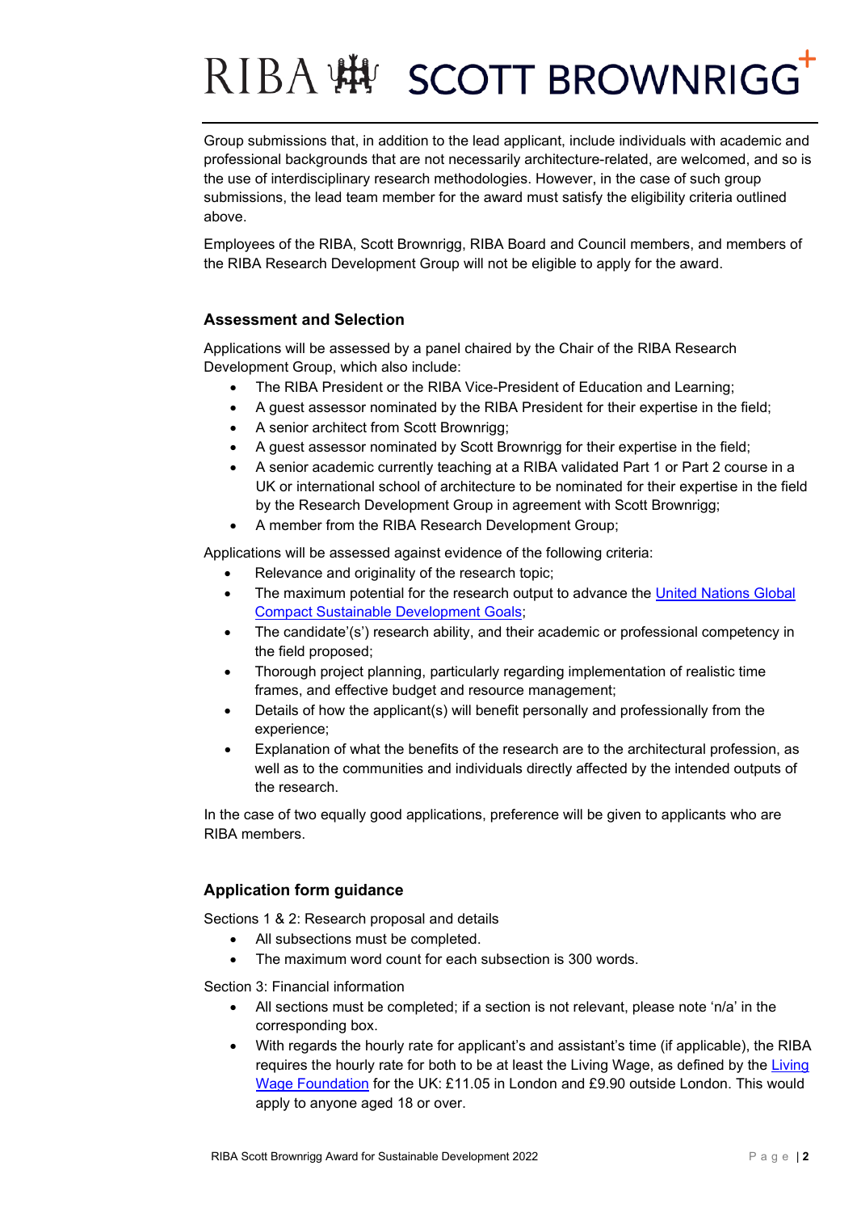Group submissions that, in addition to the lead applicant, include individuals with academic and professional backgrounds that are not necessarily architecture-related, are welcomed, and so is the use of interdisciplinary research methodologies. However, in the case of such group submissions, the lead team member for the award must satisfy the eligibility criteria outlined above.

Employees of the RIBA, Scott Brownrigg, RIBA Board and Council members, and members of the RIBA Research Development Group will not be eligible to apply for the award.

### Assessment and Selection

Applications will be assessed by a panel chaired by the Chair of the RIBA Research Development Group, which also include:

- The RIBA President or the RIBA Vice-President of Education and Learning;
- A guest assessor nominated by the RIBA President for their expertise in the field;
- A senior architect from Scott Brownrigg;
- A guest assessor nominated by Scott Brownrigg for their expertise in the field;
- A senior academic currently teaching at a RIBA validated Part 1 or Part 2 course in a UK or international school of architecture to be nominated for their expertise in the field by the Research Development Group in agreement with Scott Brownrigg;
- A member from the RIBA Research Development Group;

Applications will be assessed against evidence of the following criteria:

- Relevance and originality of the research topic;
- The maximum potential for the research output to advance the [United Nations Global Compact Sustainable Development Goals];
- The candidate'(s') research ability, and their academic or professional competency in the field proposed;
- Thorough project planning, particularly regarding implementation of realistic time frames, and effective budget and resource management;
- Details of how the applicant(s) will benefit personally and professionally from the experience;
- Explanation of what the benefits of the research are to the architectural profession, as well as to the communities and individuals directly affected by the intended outputs of the research.

In the case of two equally good applications, preference will be given to applicants who are RIBA members.

### Application form guidance

Sections 1 & 2: Research proposal and details

- All subsections must be completed.
- The maximum word count for each subsection is 300 words.

Section 3: Financial information

- All sections must be completed; if a section is not relevant, please note 'n/a' in the corresponding box.
- With regards the hourly rate for applicant's and assistant's time (if applicable), the RIBA requires the hourly rate for both to be at least the Living Wage, as defined by the [Living Wage Foundation] for the UK: £11.05 in London and £9.90 outside London. This would apply to anyone aged 18 or over.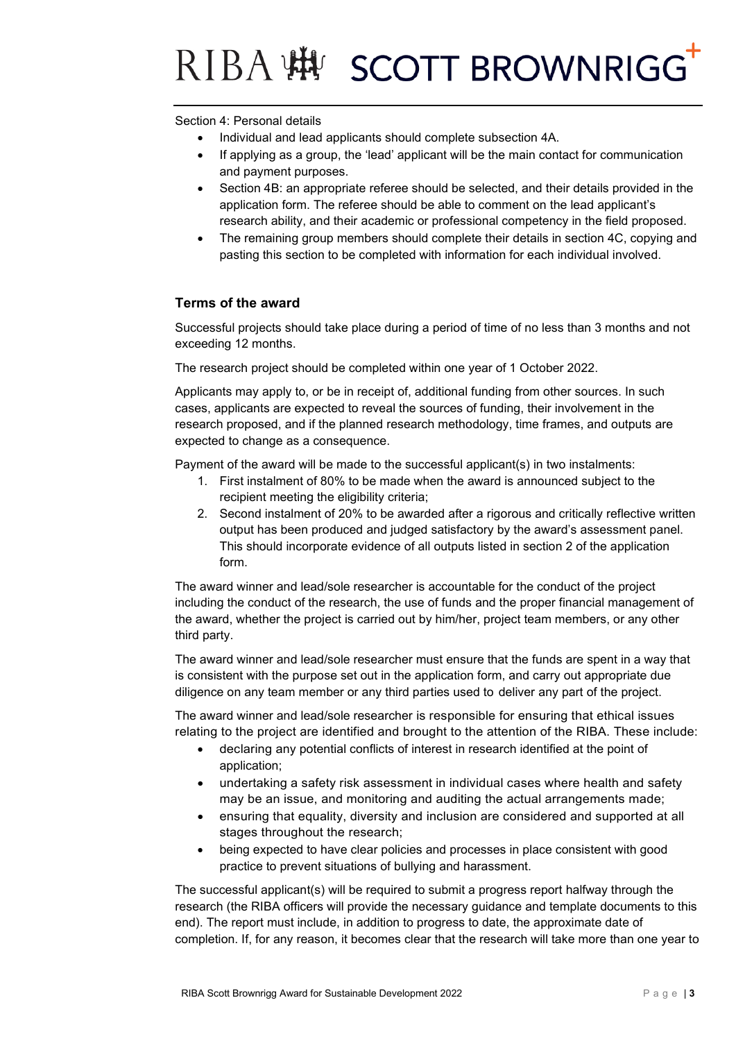Section 4: Personal details

- Individual and lead applicants should complete subsection 4A.
- If applying as a group, the 'lead' applicant will be the main contact for communication and payment purposes.
- Section 4B: an appropriate referee should be selected, and their details provided in the application form. The referee should be able to comment on the lead applicant's research ability, and their academic or professional competency in the field proposed.
- The remaining group members should complete their details in section 4C, copying and pasting this section to be completed with information for each individual involved.

### Terms of the award

Successful projects should take place during a period of time of no less than 3 months and not exceeding 12 months.

The research project should be completed within one year of 1 October 2022.

Applicants may apply to, or be in receipt of, additional funding from other sources. In such cases, applicants are expected to reveal the sources of funding, their involvement in the research proposed, and if the planned research methodology, time frames, and outputs are expected to change as a consequence.

Payment of the award will be made to the successful applicant(s) in two instalments:

1. First instalment of 80% to be made when the award is announced subject to the recipient meeting the eligibility criteria;
2. Second instalment of 20% to be awarded after a rigorous and critically reflective written output has been produced and judged satisfactory by the award's assessment panel. This should incorporate evidence of all outputs listed in section 2 of the application form.

The award winner and lead/sole researcher is accountable for the conduct of the project including the conduct of the research, the use of funds and the proper financial management of the award, whether the project is carried out by him/her, project team members, or any other third party.

The award winner and lead/sole researcher must ensure that the funds are spent in a way that is consistent with the purpose set out in the application form, and carry out appropriate due diligence on any team member or any third parties used to deliver any part of the project.

The award winner and lead/sole researcher is responsible for ensuring that ethical issues relating to the project are identified and brought to the attention of the RIBA. These include:

- declaring any potential conflicts of interest in research identified at the point of application;
- undertaking a safety risk assessment in individual cases where health and safety may be an issue, and monitoring and auditing the actual arrangements made;
- ensuring that equality, diversity and inclusion are considered and supported at all stages throughout the research;
- being expected to have clear policies and processes in place consistent with good practice to prevent situations of bullying and harassment.

The successful applicant(s) will be required to submit a progress report halfway through the research (the RIBA officers will provide the necessary guidance and template documents to this end). The report must include, in addition to progress to date, the approximate date of completion. If, for any reason, it becomes clear that the research will take more than one year to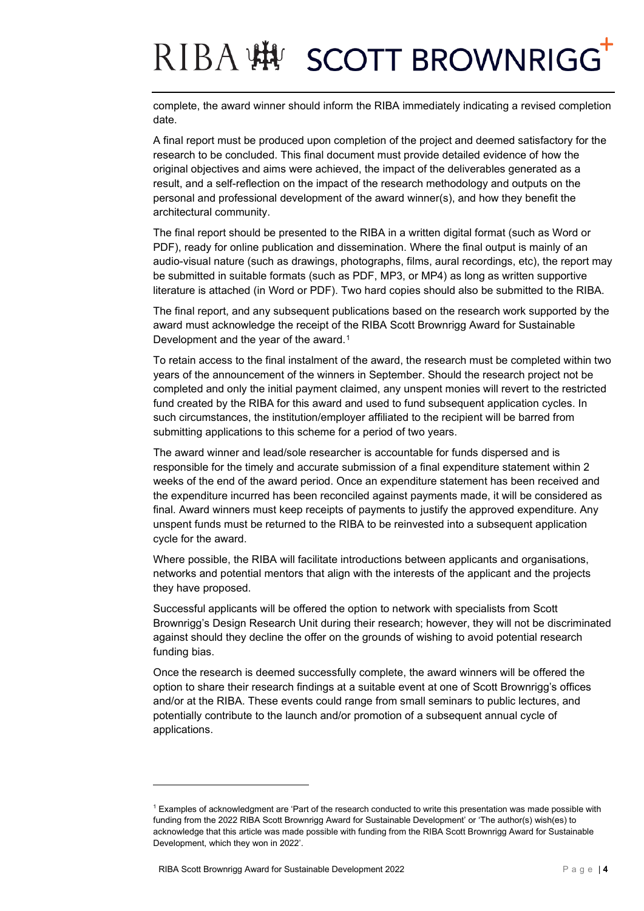complete, the award winner should inform the RIBA immediately indicating a revised completion date.

A final report must be produced upon completion of the project and deemed satisfactory for the research to be concluded. This final document must provide detailed evidence of how the original objectives and aims were achieved, the impact of the deliverables generated as a result, and a self-reflection on the impact of the research methodology and outputs on the personal and professional development of the award winner(s), and how they benefit the architectural community.

The final report should be presented to the RIBA in a written digital format (such as Word or PDF), ready for online publication and dissemination. Where the final output is mainly of an audio-visual nature (such as drawings, photographs, films, aural recordings, etc), the report may be submitted in suitable formats (such as PDF, MP3, or MP4) as long as written supportive literature is attached (in Word or PDF). Two hard copies should also be submitted to the RIBA.

The final report, and any subsequent publications based on the research work supported by the award must acknowledge the receipt of the RIBA Scott Brownrigg Award for Sustainable Development and the year of the award.[1]

To retain access to the final instalment of the award, the research must be completed within two years of the announcement of the winners in September. Should the research project not be completed and only the initial payment claimed, any unspent monies will revert to the restricted fund created by the RIBA for this award and used to fund subsequent application cycles. In such circumstances, the institution/employer affiliated to the recipient will be barred from submitting applications to this scheme for a period of two years.

The award winner and lead/sole researcher is accountable for funds dispersed and is responsible for the timely and accurate submission of a final expenditure statement within 2 weeks of the end of the award period. Once an expenditure statement has been received and the expenditure incurred has been reconciled against payments made, it will be considered as final. Award winners must keep receipts of payments to justify the approved expenditure. Any unspent funds must be returned to the RIBA to be reinvested into a subsequent application cycle for the award.

Where possible, the RIBA will facilitate introductions between applicants and organisations, networks and potential mentors that align with the interests of the applicant and the projects they have proposed.

Successful applicants will be offered the option to network with specialists from Scott Brownrigg's Design Research Unit during their research; however, they will not be discriminated against should they decline the offer on the grounds of wishing to avoid potential research funding bias.

Once the research is deemed successfully complete, the award winners will be offered the option to share their research findings at a suitable event at one of Scott Brownrigg's offices and/or at the RIBA. These events could range from small seminars to public lectures, and potentially contribute to the launch and/or promotion of a subsequent annual cycle of applications.

---

[1] Examples of acknowledgment are 'Part of the research conducted to write this presentation was made possible with funding from the 2022 RIBA Scott Brownrigg Award for Sustainable Development' or 'The author(s) wish(es) to acknowledge that this article was made possible with funding from the RIBA Scott Brownrigg Award for Sustainable Development, which they won in 2022'.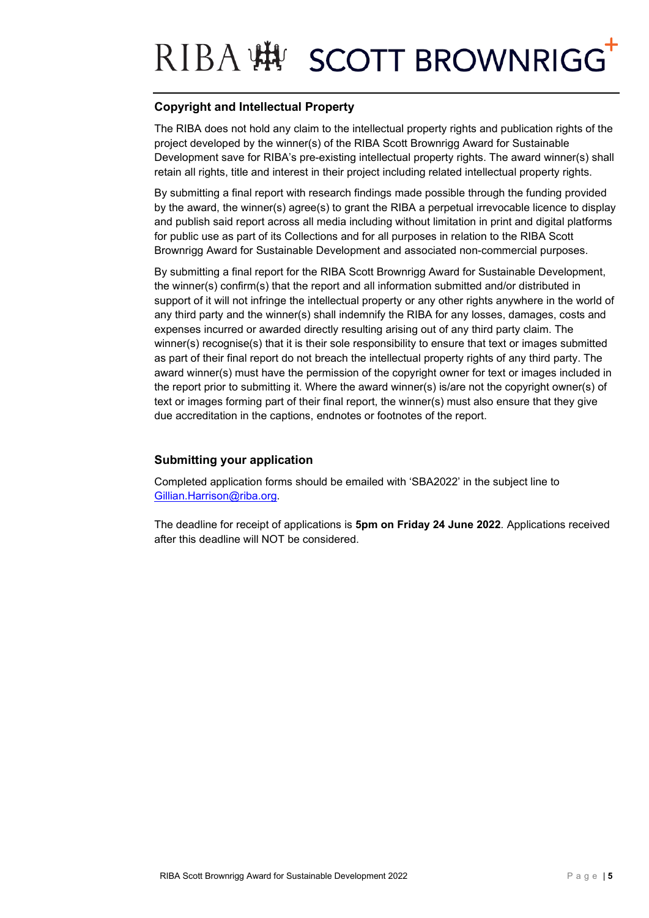## Copyright and Intellectual Property

The RIBA does not hold any claim to the intellectual property rights and publication rights of the project developed by the winner(s) of the RIBA Scott Brownrigg Award for Sustainable Development save for RIBA's pre-existing intellectual property rights. The award winner(s) shall retain all rights, title and interest in their project including related intellectual property rights.

By submitting a final report with research findings made possible through the funding provided by the award, the winner(s) agree(s) to grant the RIBA a perpetual irrevocable licence to display and publish said report across all media including without limitation in print and digital platforms for public use as part of its Collections and for all purposes in relation to the RIBA Scott Brownrigg Award for Sustainable Development and associated non-commercial purposes.

By submitting a final report for the RIBA Scott Brownrigg Award for Sustainable Development, the winner(s) confirm(s) that the report and all information submitted and/or distributed in support of it will not infringe the intellectual property or any other rights anywhere in the world of any third party and the winner(s) shall indemnify the RIBA for any losses, damages, costs and expenses incurred or awarded directly resulting arising out of any third party claim. The winner(s) recognise(s) that it is their sole responsibility to ensure that text or images submitted as part of their final report do not breach the intellectual property rights of any third party. The award winner(s) must have the permission of the copyright owner for text or images included in the report prior to submitting it. Where the award winner(s) is/are not the copyright owner(s) of text or images forming part of their final report, the winner(s) must also ensure that they give due accreditation in the captions, endnotes or footnotes of the report.

## Submitting your application

Completed application forms should be emailed with 'SBA2022' in the subject line to Gillian.Harrison@riba.org.

The deadline for receipt of applications is **5pm on Friday 24 June 2022**. Applications received after this deadline will NOT be considered.